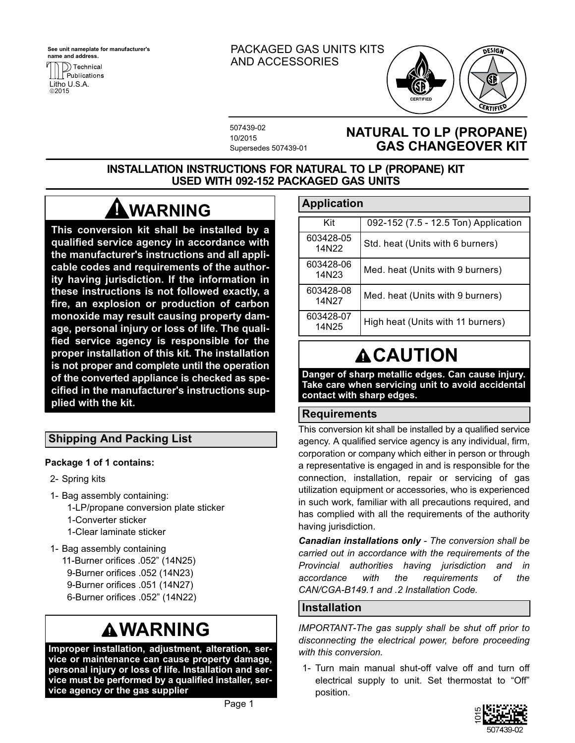See unit nameplate for manufacturer's name and address.

Technical Publications
Litho U.S.A.
©2015

PACKAGED GAS UNITS KITS AND ACCESSORIES

507439-02
10/2015
Supersedes 507439-01

# NATURAL TO LP (PROPANE) GAS CHANGEOVER KIT

## INSTALLATION INSTRUCTIONS FOR NATURAL TO LP (PROPANE) KIT USED WITH 092-152 PACKAGED GAS UNITS

### ⚠WARNING

**This conversion kit shall be installed by a qualified service agency in accordance with the manufacturer's instructions and all applicable codes and requirements of the authority having jurisdiction. If the information in these instructions is not followed exactly, a fire, an explosion or production of carbon monoxide may result causing property damage, personal injury or loss of life. The qualified service agency is responsible for the proper installation of this kit. The installation is not proper and complete until the operation of the converted appliance is checked as specified in the manufacturer's instructions supplied with the kit.**

## Shipping And Packing List

**Package 1 of 1 contains:**

2- Spring kits

1- Bag assembly containing:
- 1-LP/propane conversion plate sticker
- 1-Converter sticker
- 1-Clear laminate sticker

1- Bag assembly containing
- 11-Burner orifices .052” (14N25)
- 9-Burner orifices .052 (14N23)
- 9-Burner orifices .051 (14N27)
- 6-Burner orifices .052” (14N22)

### ⚠WARNING

**Improper installation, adjustment, alteration, service or maintenance can cause property damage, personal injury or loss of life. Installation and service must be performed by a qualified installer, service agency or the gas supplier**

## Application

| Kit | 092-152 (7.5 - 12.5 Ton) Application |
|---|---|
| 603428-05 14N22 | Std. heat (Units with 6 burners) |
| 603428-06 14N23 | Med. heat (Units with 9 burners) |
| 603428-08 14N27 | Med. heat (Units with 9 burners) |
| 603428-07 14N25 | High heat (Units with 11 burners) |

### ⚠CAUTION

**Danger of sharp metallic edges. Can cause injury. Take care when servicing unit to avoid accidental contact with sharp edges.**

## Requirements

This conversion kit shall be installed by a qualified service agency. A qualified service agency is any individual, firm, corporation or company which either in person or through a representative is engaged in and is responsible for the connection, installation, repair or servicing of gas utilization equipment or accessories, who is experienced in such work, familiar with all precautions required, and has complied with all the requirements of the authority having jurisdiction.

***Canadian installations only*** *- The conversion shall be carried out in accordance with the requirements of the Provincial authorities having jurisdiction and in accordance with the requirements of the CAN/CGA-B149.1 and .2 Installation Code.*

## Installation

*IMPORTANT-The gas supply shall be shut off prior to disconnecting the electrical power, before proceeding with this conversion.*

1- Turn main manual shut-off valve off and turn off electrical supply to unit. Set thermostat to “Off” position.

1015
507439-02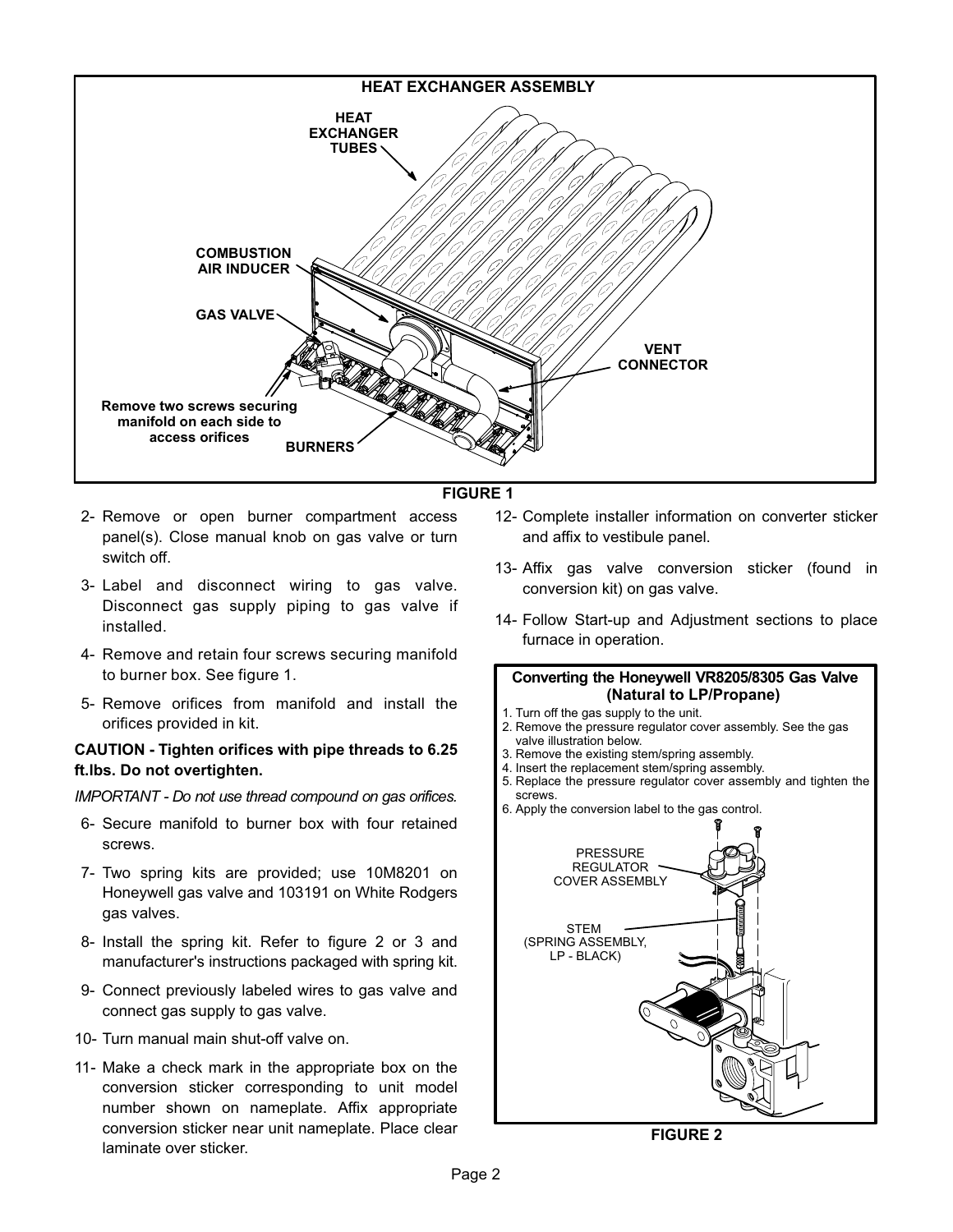**HEAT EXCHANGER ASSEMBLY**

HEAT EXCHANGER TUBES

COMBUSTION AIR INDUCER

GAS VALVE

VENT CONNECTOR

Remove two screws securing manifold on each side to access orifices

BURNERS

**FIGURE 1**

2- Remove or open burner compartment access panel(s). Close manual knob on gas valve or turn switch off.

3- Label and disconnect wiring to gas valve. Disconnect gas supply piping to gas valve if installed.

4- Remove and retain four screws securing manifold to burner box. See figure 1.

5- Remove orifices from manifold and install the orifices provided in kit.

**CAUTION - Tighten orifices with pipe threads to 6.25 ft.lbs. Do not overtighten.**

*IMPORTANT - Do not use thread compound on gas orifices.*

6- Secure manifold to burner box with four retained screws.

7- Two spring kits are provided; use 10M8201 on Honeywell gas valve and 103191 on White Rodgers gas valves.

8- Install the spring kit. Refer to figure 2 or 3 and manufacturer's instructions packaged with spring kit.

9- Connect previously labeled wires to gas valve and connect gas supply to gas valve.

10- Turn manual main shut-off valve on.

11- Make a check mark in the appropriate box on the conversion sticker corresponding to unit model number shown on nameplate. Affix appropriate conversion sticker near unit nameplate. Place clear laminate over sticker.

12- Complete installer information on converter sticker and affix to vestibule panel.

13- Affix gas valve conversion sticker (found in conversion kit) on gas valve.

14- Follow Start-up and Adjustment sections to place furnace in operation.

**Converting the Honeywell VR8205/8305 Gas Valve (Natural to LP/Propane)**

1. Turn off the gas supply to the unit.
2. Remove the pressure regulator cover assembly. See the gas valve illustration below.
3. Remove the existing stem/spring assembly.
4. Insert the replacement stem/spring assembly.
5. Replace the pressure regulator cover assembly and tighten the screws.
6. Apply the conversion label to the gas control.

PRESSURE REGULATOR COVER ASSEMBLY

STEM (SPRING ASSEMBLY, LP - BLACK)

**FIGURE 2**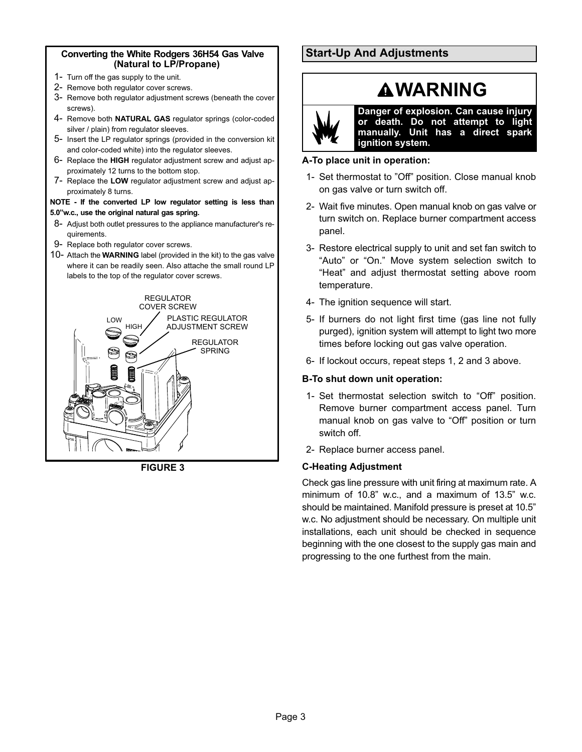### Converting the White Rodgers 36H54 Gas Valve (Natural to LP/Propane)

1- Turn off the gas supply to the unit.
2- Remove both regulator cover screws.
3- Remove both regulator adjustment screws (beneath the cover screws).
4- Remove both **NATURAL GAS** regulator springs (color-coded silver / plain) from regulator sleeves.
5- Insert the LP regulator springs (provided in the conversion kit and color-coded white) into the regulator sleeves.
6- Replace the **HIGH** regulator adjustment screw and adjust approximately 12 turns to the bottom stop.
7- Replace the **LOW** regulator adjustment screw and adjust approximately 8 turns.

**NOTE - If the converted LP low regulator setting is less than 5.0"w.c., use the original natural gas spring.**

8- Adjust both outlet pressures to the appliance manufacturer's requirements.
9- Replace both regulator cover screws.
10- Attach the **WARNING** label (provided in the kit) to the gas valve where it can be readily seen. Also attache the small round LP labels to the top of the regulator cover screws.

REGULATOR COVER SCREW
LOW
HIGH
PLASTIC REGULATOR ADJUSTMENT SCREW
REGULATOR SPRING

**FIGURE 3**

## Start-Up And Adjustments

**WARNING**

**Danger of explosion. Can cause injury or death. Do not attempt to light manually. Unit has a direct spark ignition system.**

**A-To place unit in operation:**

1- Set thermostat to "Off" position. Close manual knob on gas valve or turn switch off.
2- Wait five minutes. Open manual knob on gas valve or turn switch on. Replace burner compartment access panel.
3- Restore electrical supply to unit and set fan switch to "Auto" or "On." Move system selection switch to "Heat" and adjust thermostat setting above room temperature.
4- The ignition sequence will start.
5- If burners do not light first time (gas line not fully purged), ignition system will attempt to light two more times before locking out gas valve operation.
6- If lockout occurs, repeat steps 1, 2 and 3 above.

**B-To shut down unit operation:**

1- Set thermostat selection switch to "Off" position. Remove burner compartment access panel. Turn manual knob on gas valve to "Off" position or turn switch off.
2- Replace burner access panel.

**C-Heating Adjustment**

Check gas line pressure with unit firing at maximum rate. A minimum of 10.8" w.c., and a maximum of 13.5" w.c. should be maintained. Manifold pressure is preset at 10.5" w.c. No adjustment should be necessary. On multiple unit installations, each unit should be checked in sequence beginning with the one closest to the supply gas main and progressing to the one furthest from the main.